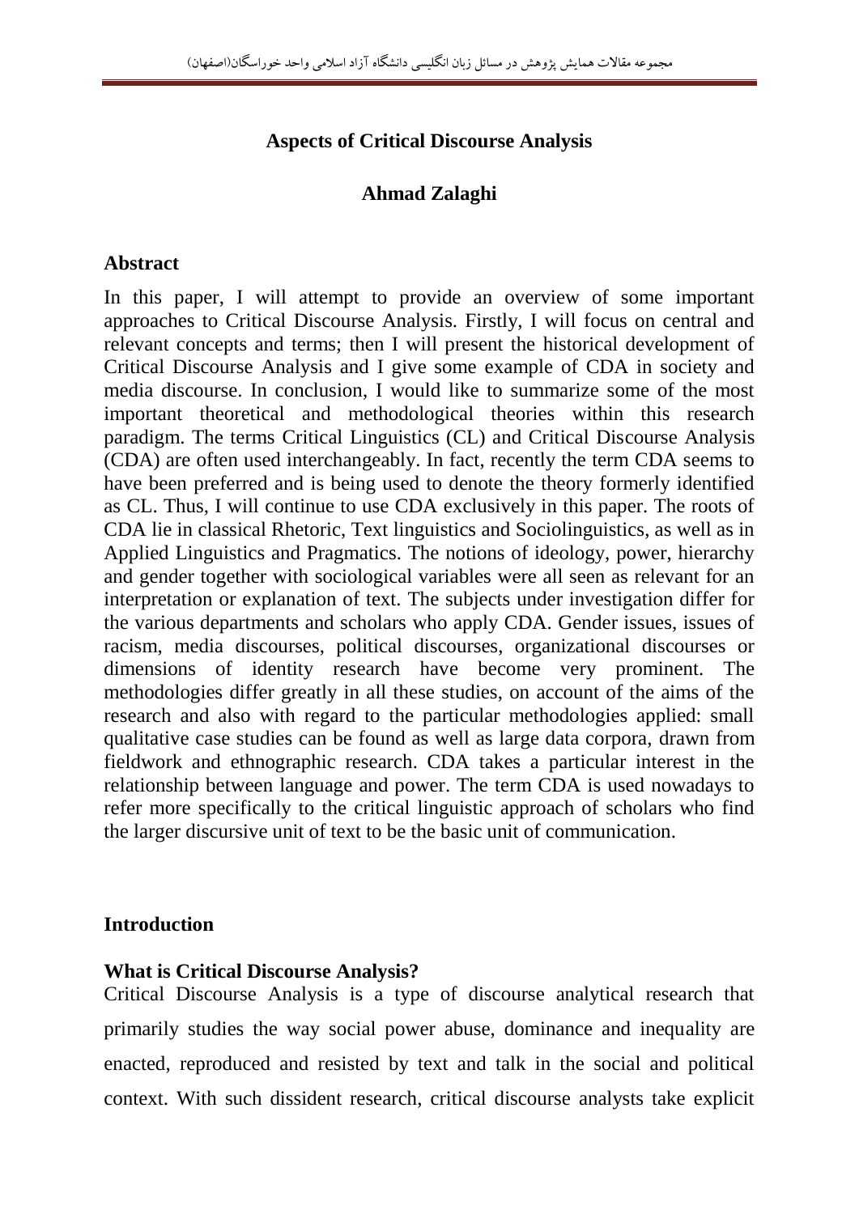# Aspects of Critical Discourse Analysis

**Ahmad Zalaghi**

## Abstract

In this paper, I will attempt to provide an overview of some important approaches to Critical Discourse Analysis. Firstly, I will focus on central and relevant concepts and terms; then I will present the historical development of Critical Discourse Analysis and I give some example of CDA in society and media discourse. In conclusion, I would like to summarize some of the most important theoretical and methodological theories within this research paradigm. The terms Critical Linguistics (CL) and Critical Discourse Analysis (CDA) are often used interchangeably. In fact, recently the term CDA seems to have been preferred and is being used to denote the theory formerly identified as CL. Thus, I will continue to use CDA exclusively in this paper. The roots of CDA lie in classical Rhetoric, Text linguistics and Sociolinguistics, as well as in Applied Linguistics and Pragmatics. The notions of ideology, power, hierarchy and gender together with sociological variables were all seen as relevant for an interpretation or explanation of text. The subjects under investigation differ for the various departments and scholars who apply CDA. Gender issues, issues of racism, media discourses, political discourses, organizational discourses or dimensions of identity research have become very prominent. The methodologies differ greatly in all these studies, on account of the aims of the research and also with regard to the particular methodologies applied: small qualitative case studies can be found as well as large data corpora, drawn from fieldwork and ethnographic research. CDA takes a particular interest in the relationship between language and power. The term CDA is used nowadays to refer more specifically to the critical linguistic approach of scholars who find the larger discursive unit of text to be the basic unit of communication.

## Introduction

### What is Critical Discourse Analysis?

Critical Discourse Analysis is a type of discourse analytical research that primarily studies the way social power abuse, dominance and inequality are enacted, reproduced and resisted by text and talk in the social and political context. With such dissident research, critical discourse analysts take explicit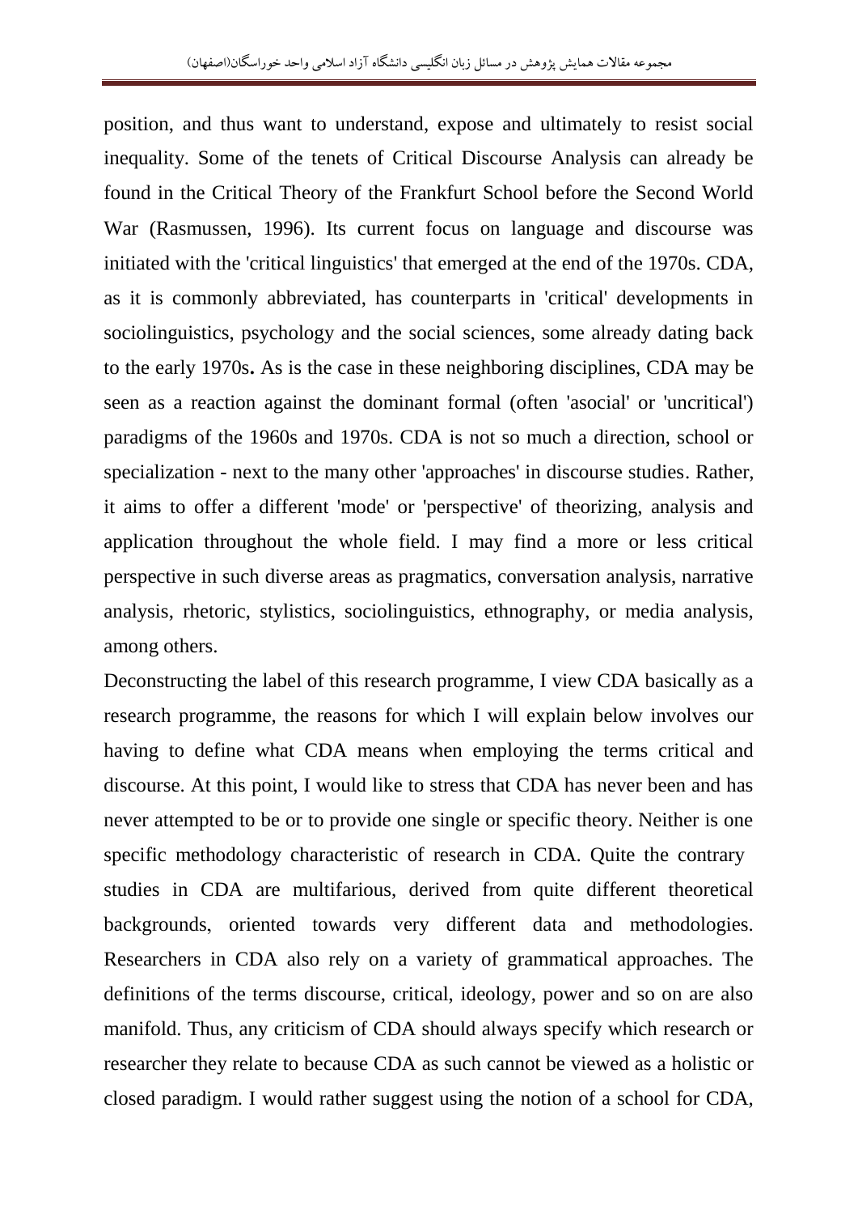position, and thus want to understand, expose and ultimately to resist social inequality. Some of the tenets of Critical Discourse Analysis can already be found in the Critical Theory of the Frankfurt School before the Second World War (Rasmussen, 1996). Its current focus on language and discourse was initiated with the 'critical linguistics' that emerged at the end of the 1970s. CDA, as it is commonly abbreviated, has counterparts in 'critical' developments in sociolinguistics, psychology and the social sciences, some already dating back to the early 1970s**.** As is the case in these neighboring disciplines, CDA may be seen as a reaction against the dominant formal (often 'asocial' or 'uncritical') paradigms of the 1960s and 1970s. CDA is not so much a direction, school or specialization - next to the many other 'approaches' in discourse studies. Rather, it aims to offer a different 'mode' or 'perspective' of theorizing, analysis and application throughout the whole field. I may find a more or less critical perspective in such diverse areas as pragmatics, conversation analysis, narrative analysis, rhetoric, stylistics, sociolinguistics, ethnography, or media analysis, among others.

Deconstructing the label of this research programme, I view CDA basically as a research programme, the reasons for which I will explain below involves our having to define what CDA means when employing the terms critical and discourse. At this point, I would like to stress that CDA has never been and has never attempted to be or to provide one single or specific theory. Neither is one specific methodology characteristic of research in CDA. Quite the contrary studies in CDA are multifarious, derived from quite different theoretical backgrounds, oriented towards very different data and methodologies. Researchers in CDA also rely on a variety of grammatical approaches. The definitions of the terms discourse, critical, ideology, power and so on are also manifold. Thus, any criticism of CDA should always specify which research or researcher they relate to because CDA as such cannot be viewed as a holistic or closed paradigm. I would rather suggest using the notion of a school for CDA,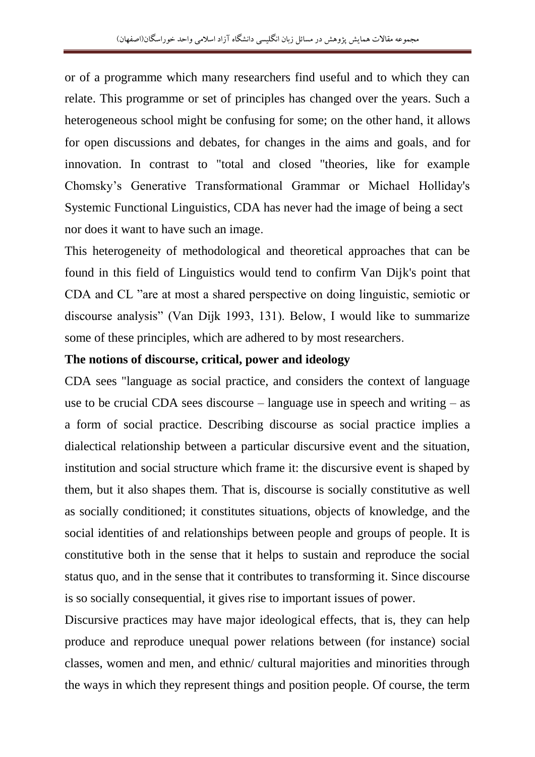or of a programme which many researchers find useful and to which they can relate. This programme or set of principles has changed over the years. Such a heterogeneous school might be confusing for some; on the other hand, it allows for open discussions and debates, for changes in the aims and goals, and for innovation. In contrast to "total and closed "theories, like for example Chomsky's Generative Transformational Grammar or Michael Holliday's Systemic Functional Linguistics, CDA has never had the image of being a sect nor does it want to have such an image.

This heterogeneity of methodological and theoretical approaches that can be found in this field of Linguistics would tend to confirm Van Dijk's point that CDA and CL "are at most a shared perspective on doing linguistic, semiotic or discourse analysis" (Van Dijk 1993, 131). Below, I would like to summarize some of these principles, which are adhered to by most researchers.

**The notions of discourse, critical, power and ideology**

CDA sees "language as social practice, and considers the context of language use to be crucial CDA sees discourse – language use in speech and writing – as a form of social practice. Describing discourse as social practice implies a dialectical relationship between a particular discursive event and the situation, institution and social structure which frame it: the discursive event is shaped by them, but it also shapes them. That is, discourse is socially constitutive as well as socially conditioned; it constitutes situations, objects of knowledge, and the social identities of and relationships between people and groups of people. It is constitutive both in the sense that it helps to sustain and reproduce the social status quo, and in the sense that it contributes to transforming it. Since discourse is so socially consequential, it gives rise to important issues of power.

Discursive practices may have major ideological effects, that is, they can help produce and reproduce unequal power relations between (for instance) social classes, women and men, and ethnic/ cultural majorities and minorities through the ways in which they represent things and position people. Of course, the term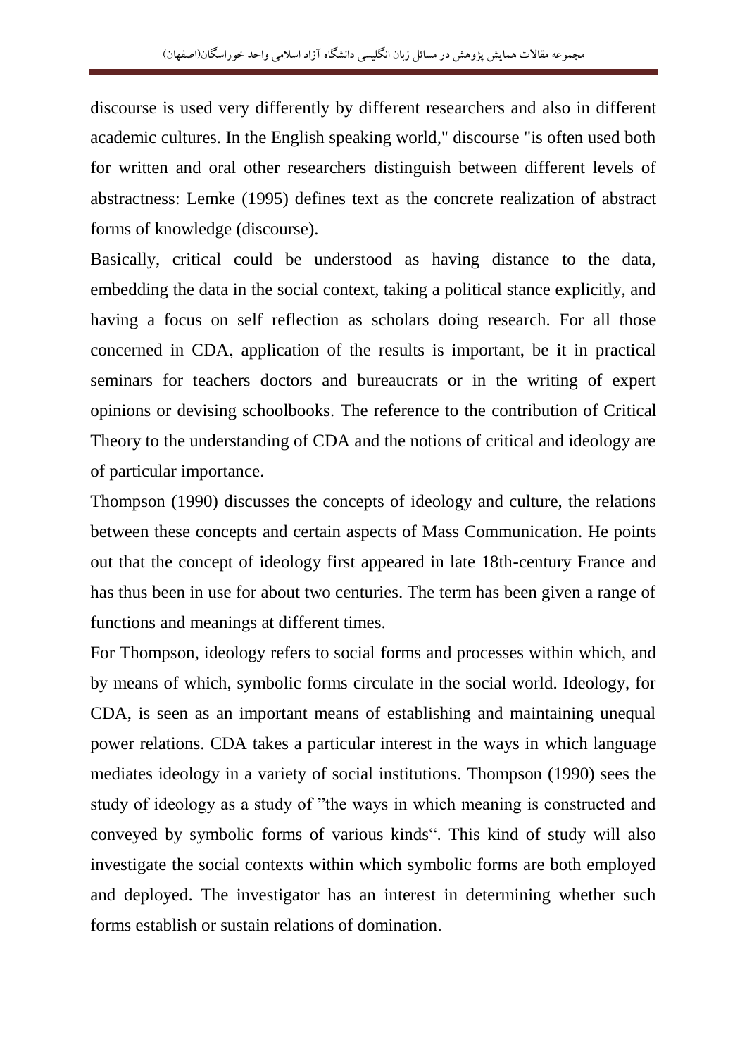discourse is used very differently by different researchers and also in different academic cultures. In the English speaking world," discourse "is often used both for written and oral other researchers distinguish between different levels of abstractness: Lemke (1995) defines text as the concrete realization of abstract forms of knowledge (discourse).

Basically, critical could be understood as having distance to the data, embedding the data in the social context, taking a political stance explicitly, and having a focus on self reflection as scholars doing research. For all those concerned in CDA, application of the results is important, be it in practical seminars for teachers doctors and bureaucrats or in the writing of expert opinions or devising schoolbooks. The reference to the contribution of Critical Theory to the understanding of CDA and the notions of critical and ideology are of particular importance.

Thompson (1990) discusses the concepts of ideology and culture, the relations between these concepts and certain aspects of Mass Communication. He points out that the concept of ideology first appeared in late 18th-century France and has thus been in use for about two centuries. The term has been given a range of functions and meanings at different times.

For Thompson, ideology refers to social forms and processes within which, and by means of which, symbolic forms circulate in the social world. Ideology, for CDA, is seen as an important means of establishing and maintaining unequal power relations. CDA takes a particular interest in the ways in which language mediates ideology in a variety of social institutions. Thompson (1990) sees the study of ideology as a study of "the ways in which meaning is constructed and conveyed by symbolic forms of various kinds". This kind of study will also investigate the social contexts within which symbolic forms are both employed and deployed. The investigator has an interest in determining whether such forms establish or sustain relations of domination.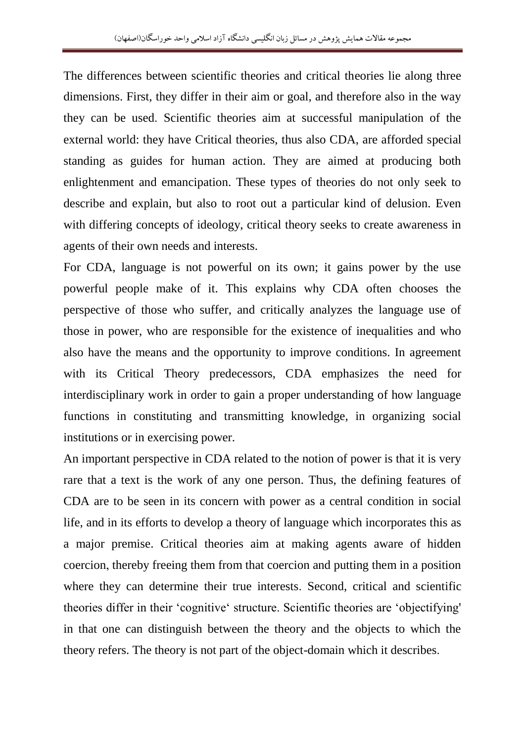The differences between scientific theories and critical theories lie along three dimensions. First, they differ in their aim or goal, and therefore also in the way they can be used. Scientific theories aim at successful manipulation of the external world: they have Critical theories, thus also CDA, are afforded special standing as guides for human action. They are aimed at producing both enlightenment and emancipation. These types of theories do not only seek to describe and explain, but also to root out a particular kind of delusion. Even with differing concepts of ideology, critical theory seeks to create awareness in agents of their own needs and interests.

For CDA, language is not powerful on its own; it gains power by the use powerful people make of it. This explains why CDA often chooses the perspective of those who suffer, and critically analyzes the language use of those in power, who are responsible for the existence of inequalities and who also have the means and the opportunity to improve conditions. In agreement with its Critical Theory predecessors, CDA emphasizes the need for interdisciplinary work in order to gain a proper understanding of how language functions in constituting and transmitting knowledge, in organizing social institutions or in exercising power.

An important perspective in CDA related to the notion of power is that it is very rare that a text is the work of any one person. Thus, the defining features of CDA are to be seen in its concern with power as a central condition in social life, and in its efforts to develop a theory of language which incorporates this as a major premise. Critical theories aim at making agents aware of hidden coercion, thereby freeing them from that coercion and putting them in a position where they can determine their true interests. Second, critical and scientific theories differ in their 'cognitive' structure. Scientific theories are 'objectifying' in that one can distinguish between the theory and the objects to which the theory refers. The theory is not part of the object-domain which it describes.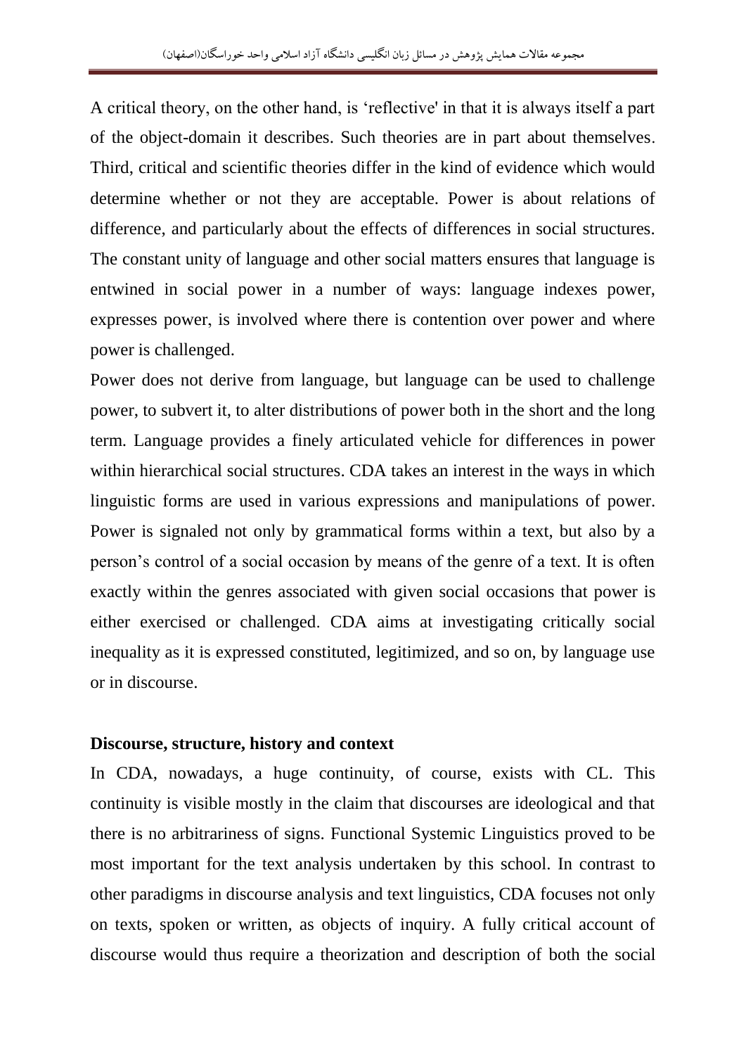A critical theory, on the other hand, is ‘reflective' in that it is always itself a part of the object-domain it describes. Such theories are in part about themselves. Third, critical and scientific theories differ in the kind of evidence which would determine whether or not they are acceptable. Power is about relations of difference, and particularly about the effects of differences in social structures. The constant unity of language and other social matters ensures that language is entwined in social power in a number of ways: language indexes power, expresses power, is involved where there is contention over power and where power is challenged.

Power does not derive from language, but language can be used to challenge power, to subvert it, to alter distributions of power both in the short and the long term. Language provides a finely articulated vehicle for differences in power within hierarchical social structures. CDA takes an interest in the ways in which linguistic forms are used in various expressions and manipulations of power. Power is signaled not only by grammatical forms within a text, but also by a person’s control of a social occasion by means of the genre of a text. It is often exactly within the genres associated with given social occasions that power is either exercised or challenged. CDA aims at investigating critically social inequality as it is expressed constituted, legitimized, and so on, by language use or in discourse.

**Discourse, structure, history and context**

In CDA, nowadays, a huge continuity, of course, exists with CL. This continuity is visible mostly in the claim that discourses are ideological and that there is no arbitrariness of signs. Functional Systemic Linguistics proved to be most important for the text analysis undertaken by this school. In contrast to other paradigms in discourse analysis and text linguistics, CDA focuses not only on texts, spoken or written, as objects of inquiry. A fully critical account of discourse would thus require a theorization and description of both the social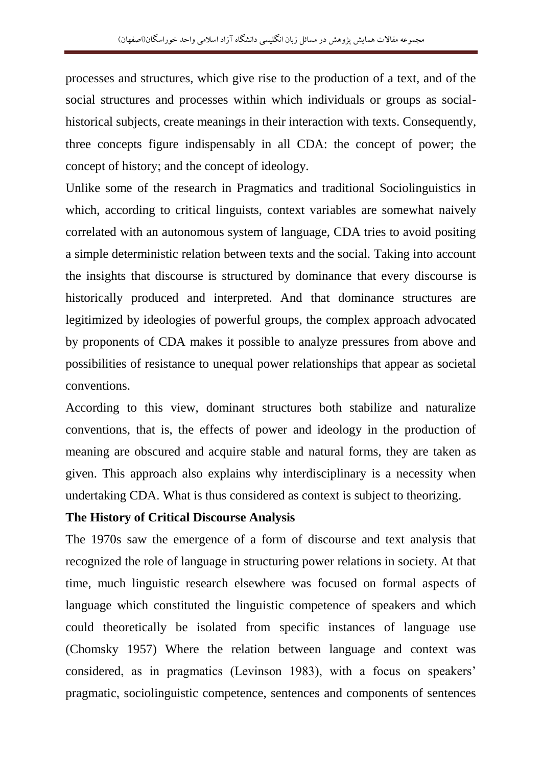processes and structures, which give rise to the production of a text, and of the social structures and processes within which individuals or groups as social-historical subjects, create meanings in their interaction with texts. Consequently, three concepts figure indispensably in all CDA: the concept of power; the concept of history; and the concept of ideology.

Unlike some of the research in Pragmatics and traditional Sociolinguistics in which, according to critical linguists, context variables are somewhat naively correlated with an autonomous system of language, CDA tries to avoid positing a simple deterministic relation between texts and the social. Taking into account the insights that discourse is structured by dominance that every discourse is historically produced and interpreted. And that dominance structures are legitimized by ideologies of powerful groups, the complex approach advocated by proponents of CDA makes it possible to analyze pressures from above and possibilities of resistance to unequal power relationships that appear as societal conventions.

According to this view, dominant structures both stabilize and naturalize conventions, that is, the effects of power and ideology in the production of meaning are obscured and acquire stable and natural forms, they are taken as given. This approach also explains why interdisciplinary is a necessity when undertaking CDA. What is thus considered as context is subject to theorizing.

**The History of Critical Discourse Analysis**

The 1970s saw the emergence of a form of discourse and text analysis that recognized the role of language in structuring power relations in society. At that time, much linguistic research elsewhere was focused on formal aspects of language which constituted the linguistic competence of speakers and which could theoretically be isolated from specific instances of language use (Chomsky 1957) Where the relation between language and context was considered, as in pragmatics (Levinson 1983), with a focus on speakers' pragmatic, sociolinguistic competence, sentences and components of sentences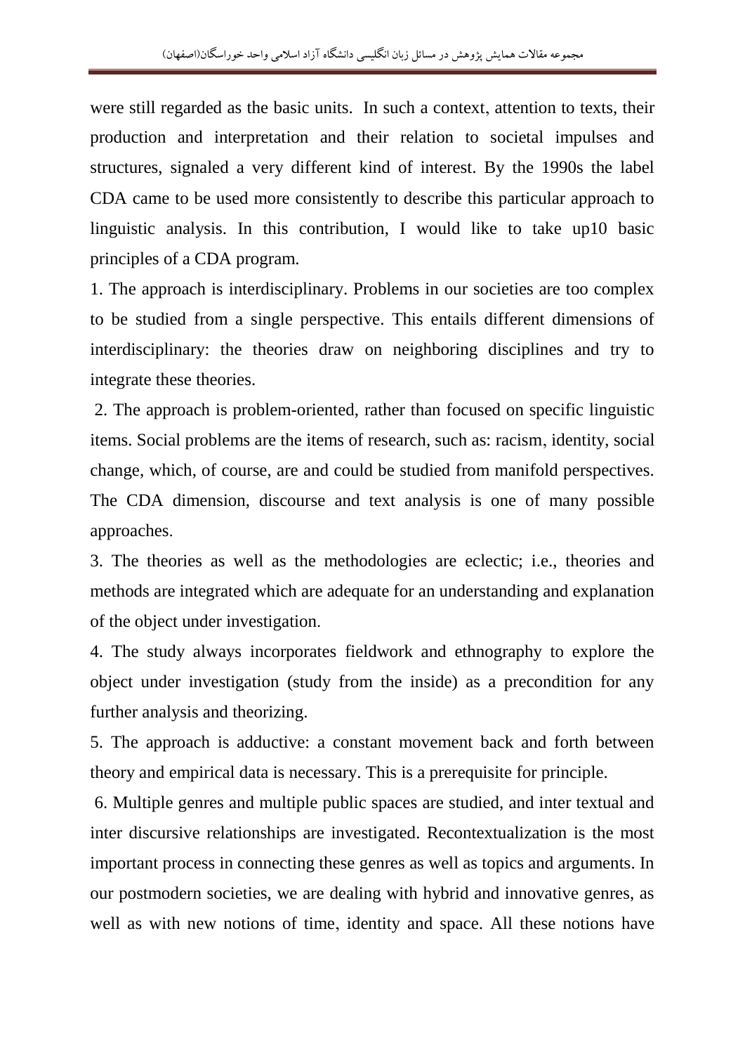were still regarded as the basic units. In such a context, attention to texts, their production and interpretation and their relation to societal impulses and structures, signaled a very different kind of interest. By the 1990s the label CDA came to be used more consistently to describe this particular approach to linguistic analysis. In this contribution, I would like to take up10 basic principles of a CDA program.

1. The approach is interdisciplinary. Problems in our societies are too complex to be studied from a single perspective. This entails different dimensions of interdisciplinary: the theories draw on neighboring disciplines and try to integrate these theories.

2. The approach is problem-oriented, rather than focused on specific linguistic items. Social problems are the items of research, such as: racism, identity, social change, which, of course, are and could be studied from manifold perspectives. The CDA dimension, discourse and text analysis is one of many possible approaches.

3. The theories as well as the methodologies are eclectic; i.e., theories and methods are integrated which are adequate for an understanding and explanation of the object under investigation.

4. The study always incorporates fieldwork and ethnography to explore the object under investigation (study from the inside) as a precondition for any further analysis and theorizing.

5. The approach is adductive: a constant movement back and forth between theory and empirical data is necessary. This is a prerequisite for principle.

6. Multiple genres and multiple public spaces are studied, and inter textual and inter discursive relationships are investigated. Recontextualization is the most important process in connecting these genres as well as topics and arguments. In our postmodern societies, we are dealing with hybrid and innovative genres, as well as with new notions of time, identity and space. All these notions have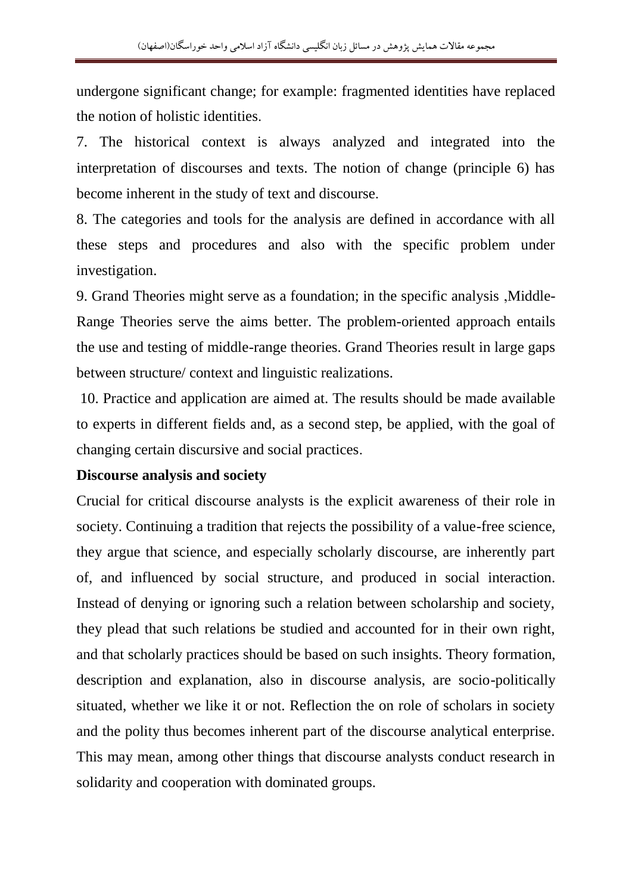undergone significant change; for example: fragmented identities have replaced the notion of holistic identities.

7. The historical context is always analyzed and integrated into the interpretation of discourses and texts. The notion of change (principle 6) has become inherent in the study of text and discourse.

8. The categories and tools for the analysis are defined in accordance with all these steps and procedures and also with the specific problem under investigation.

9. Grand Theories might serve as a foundation; in the specific analysis ,Middle-Range Theories serve the aims better. The problem-oriented approach entails the use and testing of middle-range theories. Grand Theories result in large gaps between structure/ context and linguistic realizations.

10. Practice and application are aimed at. The results should be made available to experts in different fields and, as a second step, be applied, with the goal of changing certain discursive and social practices.

**Discourse analysis and society**

Crucial for critical discourse analysts is the explicit awareness of their role in society. Continuing a tradition that rejects the possibility of a value-free science, they argue that science, and especially scholarly discourse, are inherently part of, and influenced by social structure, and produced in social interaction. Instead of denying or ignoring such a relation between scholarship and society, they plead that such relations be studied and accounted for in their own right, and that scholarly practices should be based on such insights. Theory formation, description and explanation, also in discourse analysis, are socio-politically situated, whether we like it or not. Reflection the on role of scholars in society and the polity thus becomes inherent part of the discourse analytical enterprise. This may mean, among other things that discourse analysts conduct research in solidarity and cooperation with dominated groups.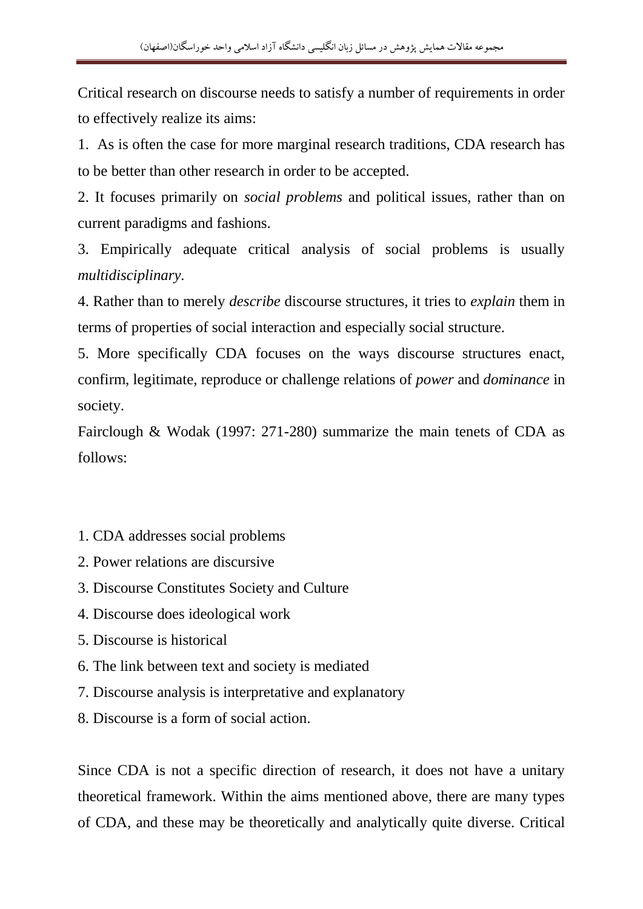Critical research on discourse needs to satisfy a number of requirements in order to effectively realize its aims:

1. As is often the case for more marginal research traditions, CDA research has to be better than other research in order to be accepted.

2. It focuses primarily on *social problems* and political issues, rather than on current paradigms and fashions.

3. Empirically adequate critical analysis of social problems is usually *multidisciplinary*.

4. Rather than to merely *describe* discourse structures, it tries to *explain* them in terms of properties of social interaction and especially social structure.

5. More specifically CDA focuses on the ways discourse structures enact, confirm, legitimate, reproduce or challenge relations of *power* and *dominance* in society.

Fairclough & Wodak (1997: 271-280) summarize the main tenets of CDA as follows:

1. CDA addresses social problems
2. Power relations are discursive
3. Discourse Constitutes Society and Culture
4. Discourse does ideological work
5. Discourse is historical
6. The link between text and society is mediated
7. Discourse analysis is interpretative and explanatory
8. Discourse is a form of social action.

Since CDA is not a specific direction of research, it does not have a unitary theoretical framework. Within the aims mentioned above, there are many types of CDA, and these may be theoretically and analytically quite diverse. Critical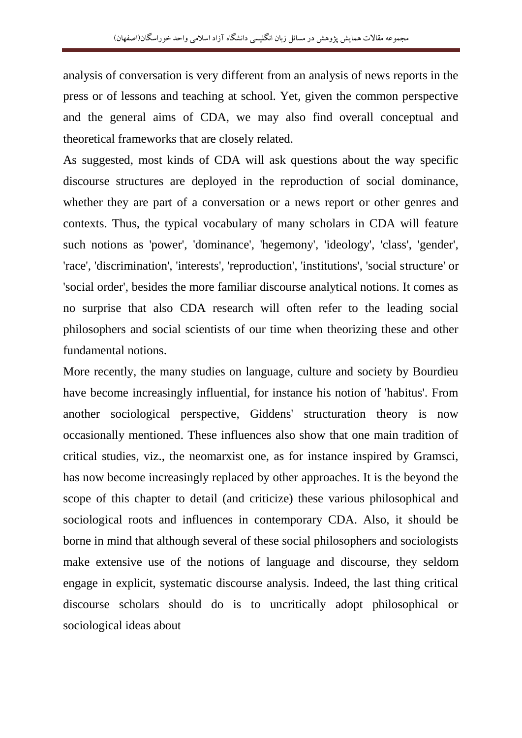analysis of conversation is very different from an analysis of news reports in the press or of lessons and teaching at school. Yet, given the common perspective and the general aims of CDA, we may also find overall conceptual and theoretical frameworks that are closely related.

As suggested, most kinds of CDA will ask questions about the way specific discourse structures are deployed in the reproduction of social dominance, whether they are part of a conversation or a news report or other genres and contexts. Thus, the typical vocabulary of many scholars in CDA will feature such notions as 'power', 'dominance', 'hegemony', 'ideology', 'class', 'gender', 'race', 'discrimination', 'interests', 'reproduction', 'institutions', 'social structure' or 'social order', besides the more familiar discourse analytical notions. It comes as no surprise that also CDA research will often refer to the leading social philosophers and social scientists of our time when theorizing these and other fundamental notions.

More recently, the many studies on language, culture and society by Bourdieu have become increasingly influential, for instance his notion of 'habitus'. From another sociological perspective, Giddens' structuration theory is now occasionally mentioned. These influences also show that one main tradition of critical studies, viz., the neomarxist one, as for instance inspired by Gramsci, has now become increasingly replaced by other approaches. It is the beyond the scope of this chapter to detail (and criticize) these various philosophical and sociological roots and influences in contemporary CDA. Also, it should be borne in mind that although several of these social philosophers and sociologists make extensive use of the notions of language and discourse, they seldom engage in explicit, systematic discourse analysis. Indeed, the last thing critical discourse scholars should do is to uncritically adopt philosophical or sociological ideas about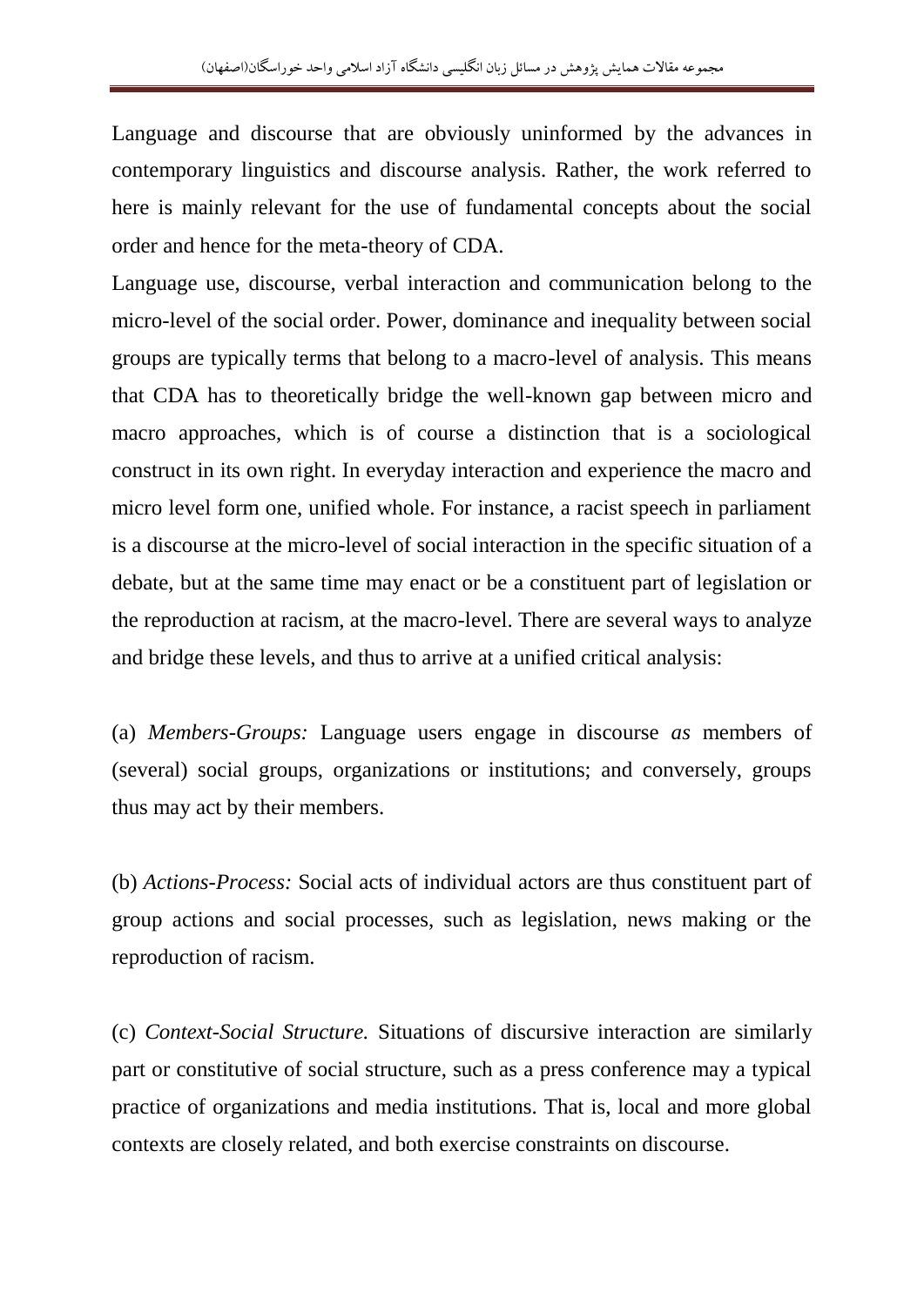Language and discourse that are obviously uninformed by the advances in contemporary linguistics and discourse analysis. Rather, the work referred to here is mainly relevant for the use of fundamental concepts about the social order and hence for the meta-theory of CDA.

Language use, discourse, verbal interaction and communication belong to the micro-level of the social order. Power, dominance and inequality between social groups are typically terms that belong to a macro-level of analysis. This means that CDA has to theoretically bridge the well-known gap between micro and macro approaches, which is of course a distinction that is a sociological construct in its own right. In everyday interaction and experience the macro and micro level form one, unified whole. For instance, a racist speech in parliament is a discourse at the micro-level of social interaction in the specific situation of a debate, but at the same time may enact or be a constituent part of legislation or the reproduction at racism, at the macro-level. There are several ways to analyze and bridge these levels, and thus to arrive at a unified critical analysis:

(a) *Members-Groups:* Language users engage in discourse *as* members of (several) social groups, organizations or institutions; and conversely, groups thus may act by their members.

(b) *Actions-Process:* Social acts of individual actors are thus constituent part of group actions and social processes, such as legislation, news making or the reproduction of racism.

(c) *Context-Social Structure.* Situations of discursive interaction are similarly part or constitutive of social structure, such as a press conference may a typical practice of organizations and media institutions. That is, local and more global contexts are closely related, and both exercise constraints on discourse.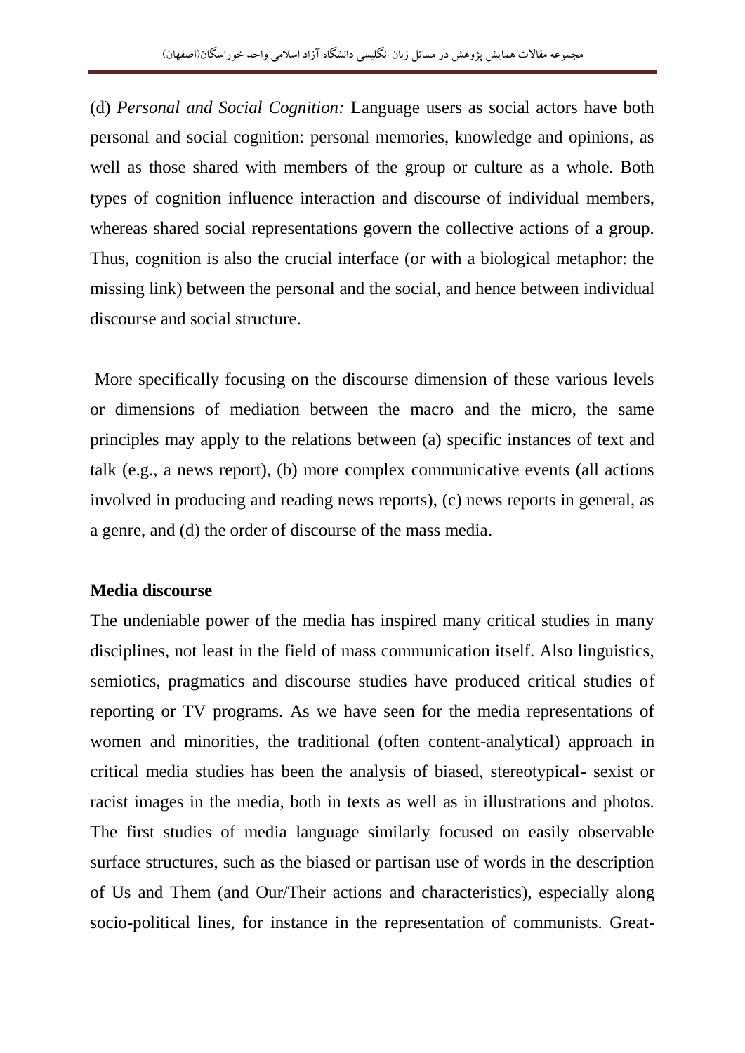(d) *Personal and Social Cognition:* Language users as social actors have both personal and social cognition: personal memories, knowledge and opinions, as well as those shared with members of the group or culture as a whole. Both types of cognition influence interaction and discourse of individual members, whereas shared social representations govern the collective actions of a group. Thus, cognition is also the crucial interface (or with a biological metaphor: the missing link) between the personal and the social, and hence between individual discourse and social structure.

More specifically focusing on the discourse dimension of these various levels or dimensions of mediation between the macro and the micro, the same principles may apply to the relations between (a) specific instances of text and talk (e.g., a news report), (b) more complex communicative events (all actions involved in producing and reading news reports), (c) news reports in general, as a genre, and (d) the order of discourse of the mass media.

**Media discourse**

The undeniable power of the media has inspired many critical studies in many disciplines, not least in the field of mass communication itself. Also linguistics, semiotics, pragmatics and discourse studies have produced critical studies of reporting or TV programs. As we have seen for the media representations of women and minorities, the traditional (often content-analytical) approach in critical media studies has been the analysis of biased, stereotypical- sexist or racist images in the media, both in texts as well as in illustrations and photos. The first studies of media language similarly focused on easily observable surface structures, such as the biased or partisan use of words in the description of Us and Them (and Our/Their actions and characteristics), especially along socio-political lines, for instance in the representation of communists. Great-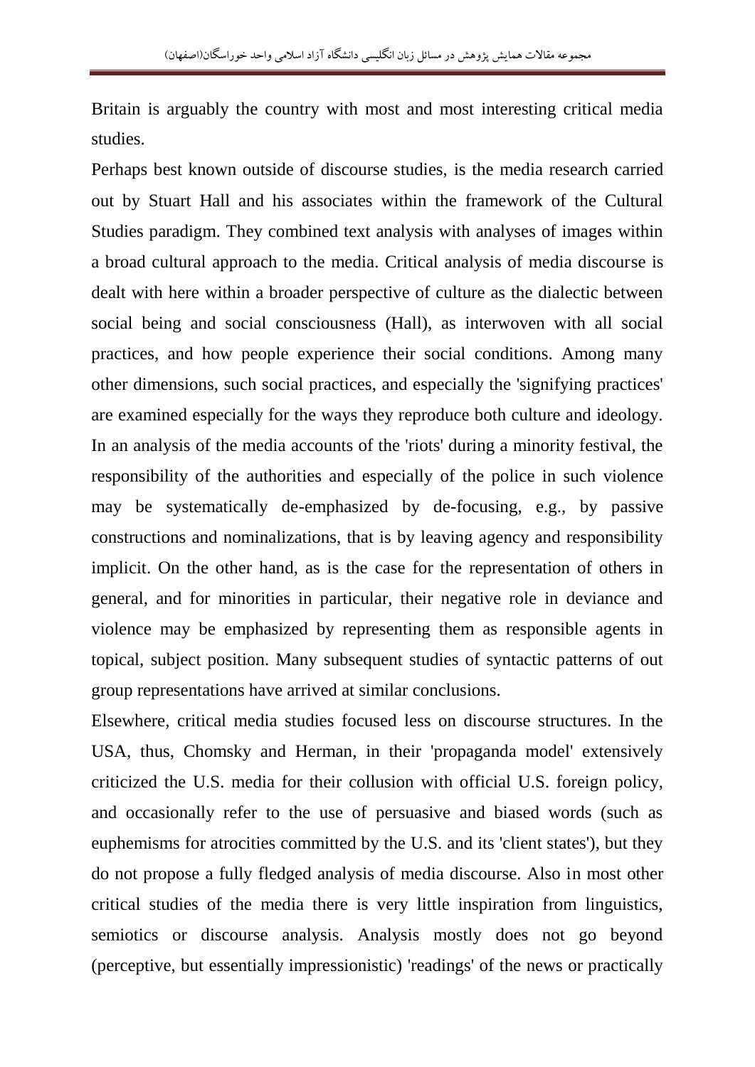Britain is arguably the country with most and most interesting critical media studies.

Perhaps best known outside of discourse studies, is the media research carried out by Stuart Hall and his associates within the framework of the Cultural Studies paradigm. They combined text analysis with analyses of images within a broad cultural approach to the media. Critical analysis of media discourse is dealt with here within a broader perspective of culture as the dialectic between social being and social consciousness (Hall), as interwoven with all social practices, and how people experience their social conditions. Among many other dimensions, such social practices, and especially the 'signifying practices' are examined especially for the ways they reproduce both culture and ideology. In an analysis of the media accounts of the 'riots' during a minority festival, the responsibility of the authorities and especially of the police in such violence may be systematically de-emphasized by de-focusing, e.g., by passive constructions and nominalizations, that is by leaving agency and responsibility implicit. On the other hand, as is the case for the representation of others in general, and for minorities in particular, their negative role in deviance and violence may be emphasized by representing them as responsible agents in topical, subject position. Many subsequent studies of syntactic patterns of out group representations have arrived at similar conclusions.

Elsewhere, critical media studies focused less on discourse structures. In the USA, thus, Chomsky and Herman, in their 'propaganda model' extensively criticized the U.S. media for their collusion with official U.S. foreign policy, and occasionally refer to the use of persuasive and biased words (such as euphemisms for atrocities committed by the U.S. and its 'client states'), but they do not propose a fully fledged analysis of media discourse. Also in most other critical studies of the media there is very little inspiration from linguistics, semiotics or discourse analysis. Analysis mostly does not go beyond (perceptive, but essentially impressionistic) 'readings' of the news or practically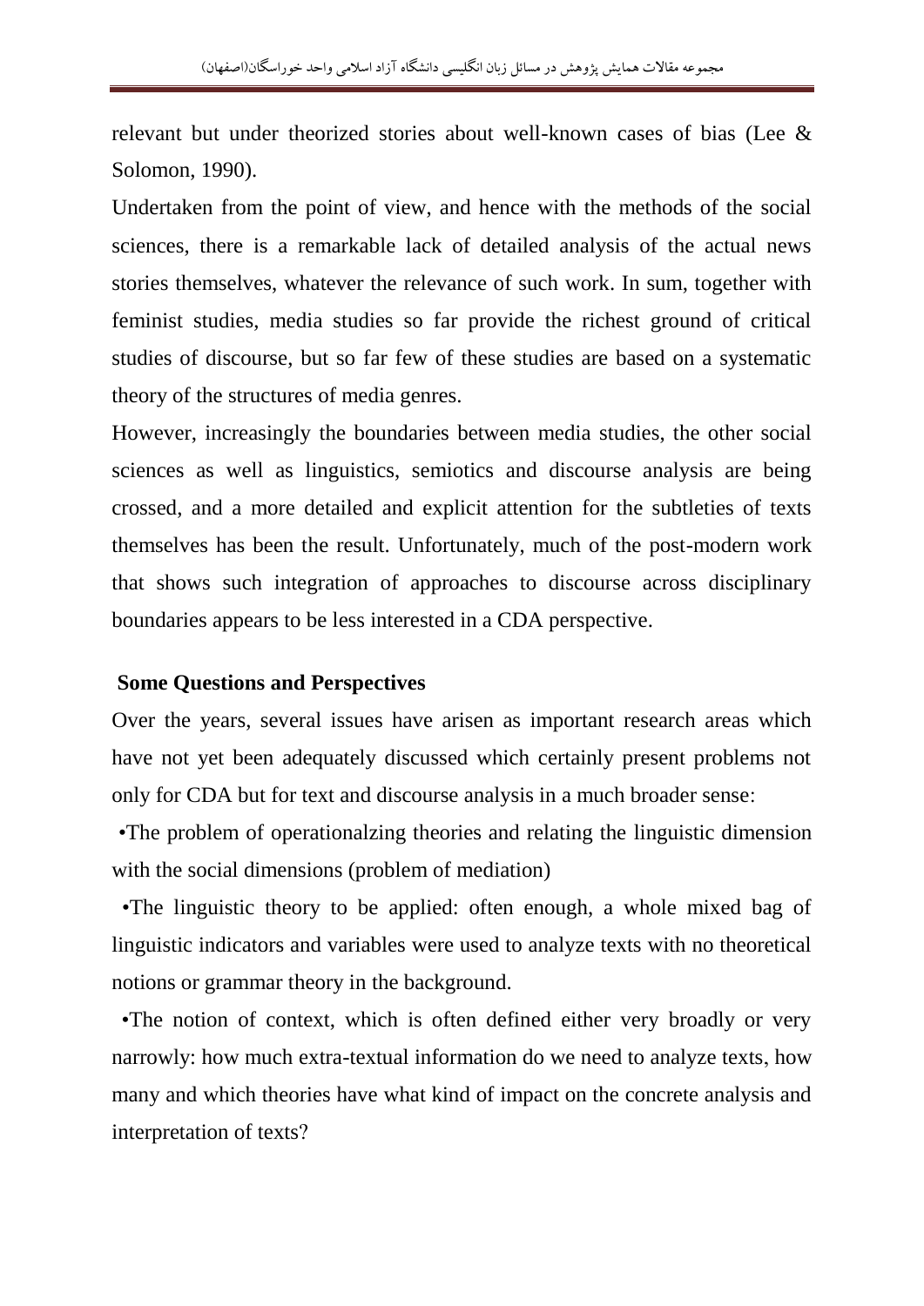relevant but under theorized stories about well-known cases of bias (Lee & Solomon, 1990).

Undertaken from the point of view, and hence with the methods of the social sciences, there is a remarkable lack of detailed analysis of the actual news stories themselves, whatever the relevance of such work. In sum, together with feminist studies, media studies so far provide the richest ground of critical studies of discourse, but so far few of these studies are based on a systematic theory of the structures of media genres.

However, increasingly the boundaries between media studies, the other social sciences as well as linguistics, semiotics and discourse analysis are being crossed, and a more detailed and explicit attention for the subtleties of texts themselves has been the result. Unfortunately, much of the post-modern work that shows such integration of approaches to discourse across disciplinary boundaries appears to be less interested in a CDA perspective.

**Some Questions and Perspectives**

Over the years, several issues have arisen as important research areas which have not yet been adequately discussed which certainly present problems not only for CDA but for text and discourse analysis in a much broader sense:

- The problem of operationalzing theories and relating the linguistic dimension with the social dimensions (problem of mediation)
- The linguistic theory to be applied: often enough, a whole mixed bag of linguistic indicators and variables were used to analyze texts with no theoretical notions or grammar theory in the background.
- The notion of context, which is often defined either very broadly or very narrowly: how much extra-textual information do we need to analyze texts, how many and which theories have what kind of impact on the concrete analysis and interpretation of texts?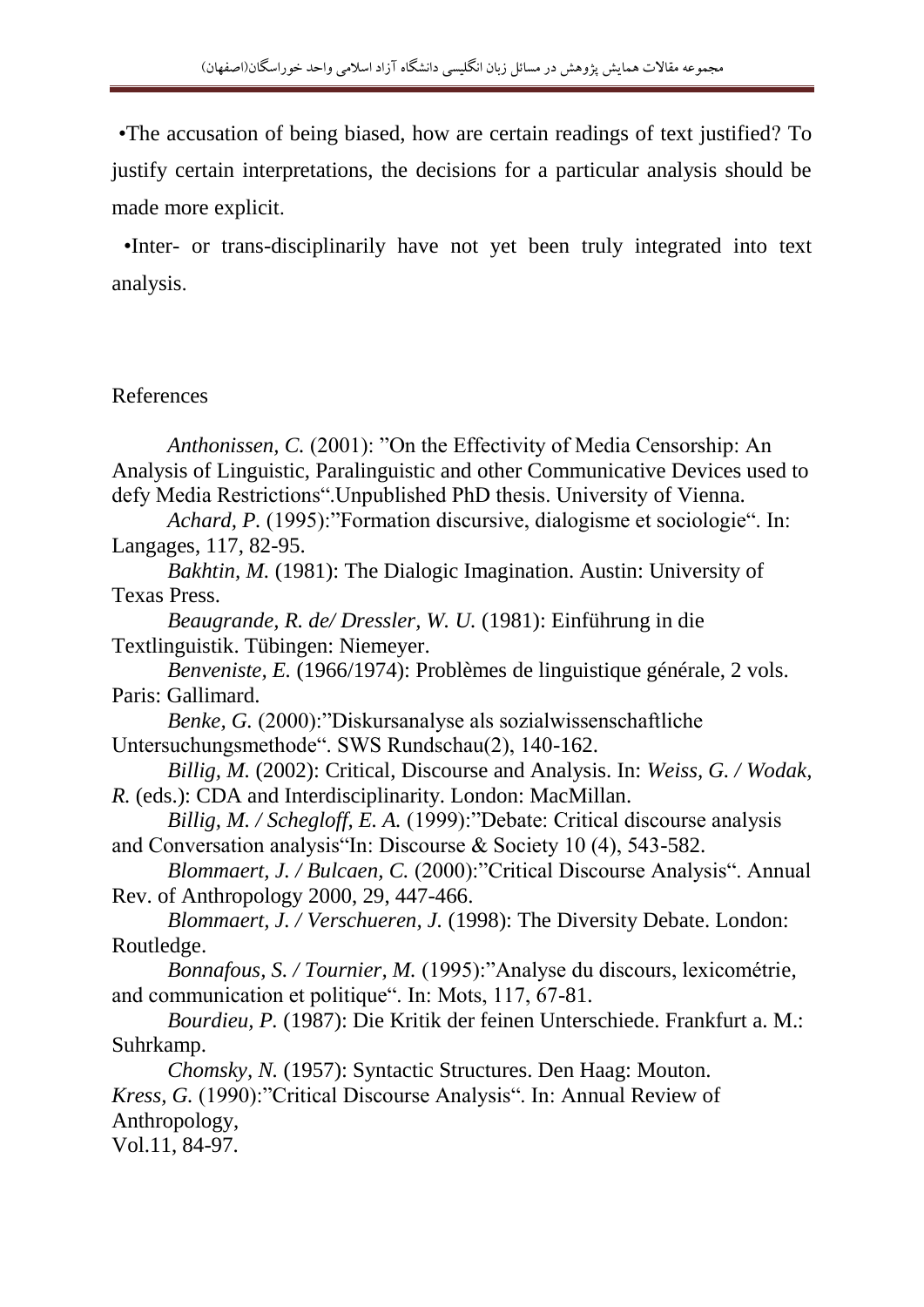•The accusation of being biased, how are certain readings of text justified? To justify certain interpretations, the decisions for a particular analysis should be made more explicit.

•Inter- or trans-disciplinarily have not yet been truly integrated into text analysis.

References

*Anthonissen, C.* (2001): "On the Effectivity of Media Censorship: An Analysis of Linguistic, Paralinguistic and other Communicative Devices used to defy Media Restrictions".Unpublished PhD thesis. University of Vienna.

*Achard, P.* (1995):"Formation discursive, dialogisme et sociologie". In: Langages, 117, 82-95.

*Bakhtin, M.* (1981): The Dialogic Imagination. Austin: University of Texas Press.

*Beaugrande, R. de/ Dressler, W. U.* (1981): Einführung in die Textlinguistik. Tübingen: Niemeyer.

*Benveniste, E.* (1966/1974): Problèmes de linguistique générale, 2 vols. Paris: Gallimard.

*Benke, G.* (2000):"Diskursanalyse als sozialwissenschaftliche Untersuchungsmethode". SWS Rundschau(2), 140-162.

*Billig, M.* (2002): Critical, Discourse and Analysis. In: *Weiss, G. / Wodak, R.* (eds.): CDA and Interdisciplinarity. London: MacMillan.

*Billig, M. / Schegloff, E. A.* (1999):"Debate: Critical discourse analysis and Conversation analysis"In: Discourse & Society 10 (4), 543-582.

*Blommaert, J. / Bulcaen, C.* (2000):"Critical Discourse Analysis". Annual Rev. of Anthropology 2000, 29, 447-466.

*Blommaert, J. / Verschueren, J.* (1998): The Diversity Debate. London: Routledge.

*Bonnafous, S. / Tournier, M.* (1995):"Analyse du discours, lexicométrie, and communication et politique". In: Mots, 117, 67-81.

*Bourdieu, P.* (1987): Die Kritik der feinen Unterschiede. Frankfurt a. M.: Suhrkamp.

*Chomsky, N.* (1957): Syntactic Structures. Den Haag: Mouton.

*Kress, G.* (1990):"Critical Discourse Analysis". In: Annual Review of Anthropology,
Vol.11, 84-97.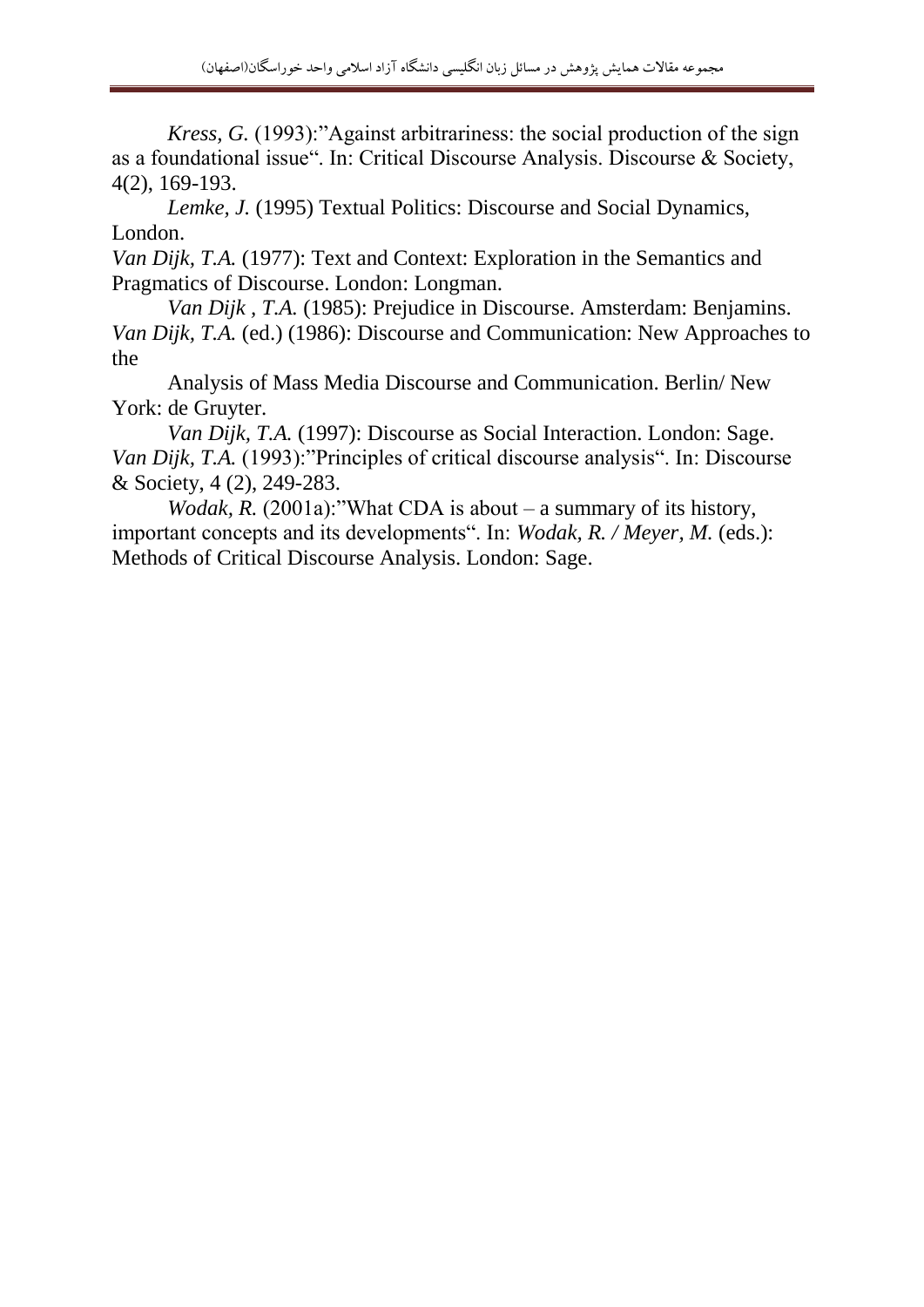*Kress, G.* (1993):"Against arbitrariness: the social production of the sign as a foundational issue". In: Critical Discourse Analysis. Discourse & Society, 4(2), 169-193.

*Lemke, J.* (1995) Textual Politics: Discourse and Social Dynamics, London.

*Van Dijk, T.A.* (1977): Text and Context: Exploration in the Semantics and Pragmatics of Discourse. London: Longman.

*Van Dijk , T.A.* (1985): Prejudice in Discourse. Amsterdam: Benjamins.

*Van Dijk, T.A.* (ed.) (1986): Discourse and Communication: New Approaches to the Analysis of Mass Media Discourse and Communication. Berlin/ New York: de Gruyter.

*Van Dijk, T.A.* (1997): Discourse as Social Interaction. London: Sage.

*Van Dijk, T.A.* (1993):"Principles of critical discourse analysis". In: Discourse & Society, 4 (2), 249-283.

*Wodak, R.* (2001a):"What CDA is about – a summary of its history, important concepts and its developments". In: *Wodak, R. / Meyer, M.* (eds.): Methods of Critical Discourse Analysis. London: Sage.